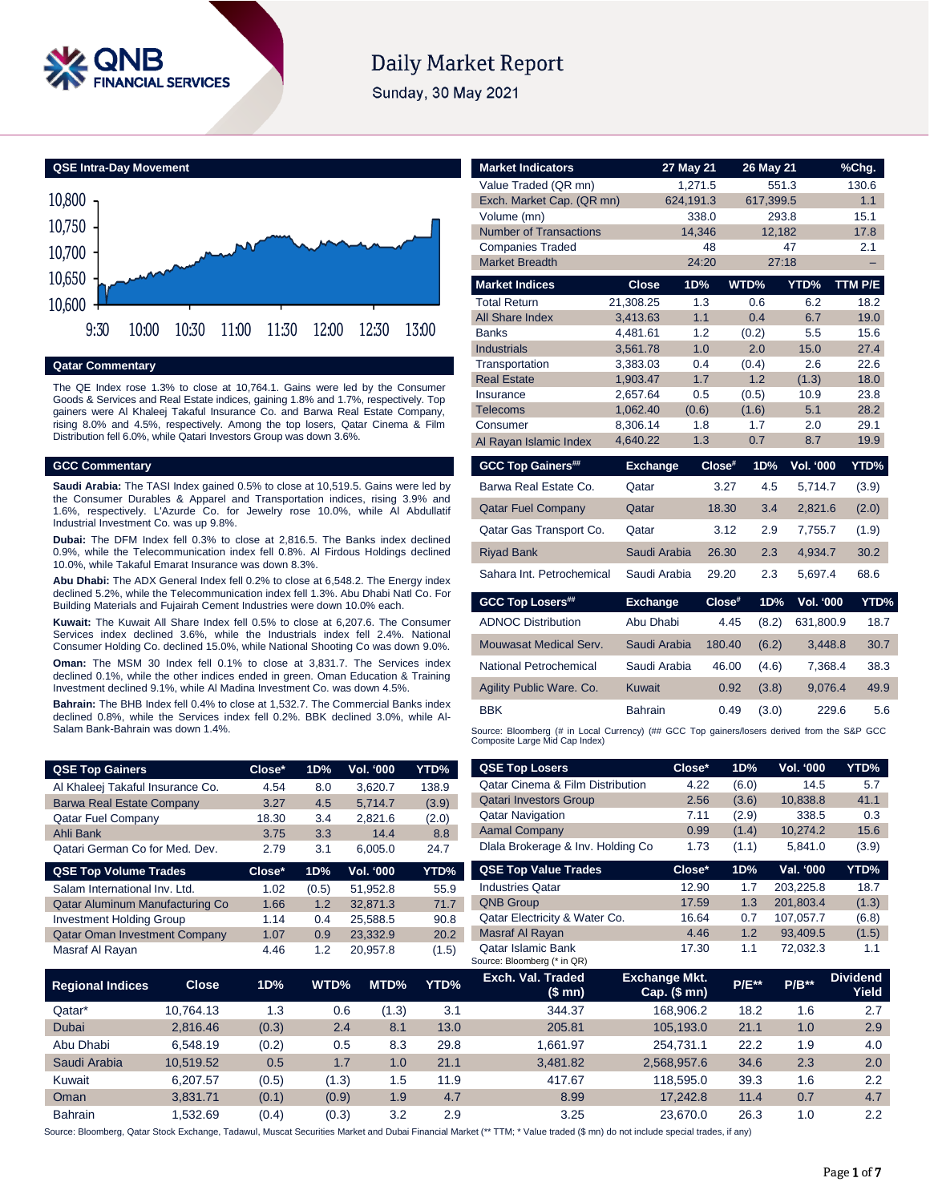# Daily Market Report

Sunday, 30 May 2021

## QSE Intra-Day Movement

## Qatar Commentary

The QE Index rose 1.3% to close at 10,764.1. Gains were led by the Consumer Goods & Services and Real Estate indices, gaining 1.8% and 1.7%, respectively. Top gainers were Al Khaleej Takaful Insurance Co. and Barwa Real Estate Company, rising 8.0% and 4.5%, respectively. Among the top losers, Qatar Cinema & Film Distribution fell 6.0%, while Qatari Investors Group was down 3.6%.

## GCC Commentary

**Saudi Arabia:** The TASI Index gained 0.5% to close at 10,519.5. Gains were led by the Consumer Durables & Apparel and Transportation indices, rising 3.9% and 1.6%, respectively. L'Azurde Co. for Jewelry rose 10.0%, while Al Abdullatif Industrial Investment Co. was up 9.8%.

**Dubai:** The DFM Index fell 0.3% to close at 2,816.5. The Banks index declined 0.9%, while the Telecommunication index fell 0.8%. Al Firdous Holdings declined 10.0%, while Takaful Emarat Insurance was down 8.3%.

**Abu Dhabi:** The ADX General Index fell 0.2% to close at 6,548.2. The Energy index declined 5.2%, while the Telecommunication index fell 1.3%. Abu Dhabi Natl Co. For Building Materials and Fujairah Cement Industries were down 10.0% each.

**Kuwait:** The Kuwait All Share Index fell 0.5% to close at 6,207.6. The Consumer Services index declined 3.6%, while the Industrials index fell 2.4%. National Consumer Holding Co. declined 15.0%, while National Shooting Co was down 9.0%.

**Oman:** The MSM 30 Index fell 0.1% to close at 3,831.7. The Services index declined 0.1%, while the other indices ended in green. Oman Education & Training Investment declined 9.1%, while Al Madina Investment Co. was down 4.5%.

**Bahrain:** The BHB Index fell 0.4% to close at 1,532.7. The Commercial Banks index declined 0.8%, while the Services index fell 0.2%. BBK declined 3.0%, while Al-Salam Bank-Bahrain was down 1.4%.

| Market Indicators | 27 May 21 | 26 May 21 | %Chg. |
|---|---|---|---|
| Value Traded (QR mn) | 1,271.5 | 551.3 | 130.6 |
| Exch. Market Cap. (QR mn) | 624,191.3 | 617,399.5 | 1.1 |
| Volume (mn) | 338.0 | 293.8 | 15.1 |
| Number of Transactions | 14,346 | 12,182 | 17.8 |
| Companies Traded | 48 | 47 | 2.1 |
| Market Breadth | 24:20 | 27:18 | – |

| Market Indices | Close | 1D% | WTD% | YTD% | TTM P/E |
|---|---|---|---|---|---|
| Total Return | 21,308.25 | 1.3 | 0.6 | 6.2 | 18.2 |
| All Share Index | 3,413.63 | 1.1 | 0.4 | 6.7 | 19.0 |
| Banks | 4,481.61 | 1.2 | (0.2) | 5.5 | 15.6 |
| Industrials | 3,561.78 | 1.0 | 2.0 | 15.0 | 27.4 |
| Transportation | 3,383.03 | 0.4 | (0.4) | 2.6 | 22.6 |
| Real Estate | 1,903.47 | 1.7 | 1.2 | (1.3) | 18.0 |
| Insurance | 2,657.64 | 0.5 | (0.5) | 10.9 | 23.8 |
| Telecoms | 1,062.40 | (0.6) | (1.6) | 5.1 | 28.2 |
| Consumer | 8,306.14 | 1.8 | 1.7 | 2.0 | 29.1 |
| Al Rayan Islamic Index | 4,640.22 | 1.3 | 0.7 | 8.7 | 19.9 |

| GCC Top Gainers## | Exchange | Close# | 1D% | Vol. '000 | YTD% |
|---|---|---|---|---|---|
| Barwa Real Estate Co. | Qatar | 3.27 | 4.5 | 5,714.7 | (3.9) |
| Qatar Fuel Company | Qatar | 18.30 | 3.4 | 2,821.6 | (2.0) |
| Qatar Gas Transport Co. | Qatar | 3.12 | 2.9 | 7,755.7 | (1.9) |
| Riyad Bank | Saudi Arabia | 26.30 | 2.3 | 4,934.7 | 30.2 |
| Sahara Int. Petrochemical | Saudi Arabia | 29.20 | 2.3 | 5,697.4 | 68.6 |

| GCC Top Losers## | Exchange | Close# | 1D% | Vol. '000 | YTD% |
|---|---|---|---|---|---|
| ADNOC Distribution | Abu Dhabi | 4.45 | (8.2) | 631,800.9 | 18.7 |
| Mouwasat Medical Serv. | Saudi Arabia | 180.40 | (6.2) | 3,448.8 | 30.7 |
| National Petrochemical | Saudi Arabia | 46.00 | (4.6) | 7,368.4 | 38.3 |
| Agility Public Ware. Co. | Kuwait | 0.92 | (3.8) | 9,076.4 | 49.9 |
| BBK | Bahrain | 0.49 | (3.0) | 229.6 | 5.6 |

Source: Bloomberg (# in Local Currency) (## GCC Top gainers/losers derived from the S&P GCC Composite Large Mid Cap Index)

| QSE Top Gainers | Close* | 1D% | Vol. '000 | YTD% |
|---|---|---|---|---|
| Al Khaleej Takaful Insurance Co. | 4.54 | 8.0 | 3,620.7 | 138.9 |
| Barwa Real Estate Company | 3.27 | 4.5 | 5,714.7 | (3.9) |
| Qatar Fuel Company | 18.30 | 3.4 | 2,821.6 | (2.0) |
| Ahli Bank | 3.75 | 3.3 | 14.4 | 8.8 |
| Qatari German Co for Med. Dev. | 2.79 | 3.1 | 6,005.0 | 24.7 |

| QSE Top Volume Trades | Close* | 1D% | Vol. '000 | YTD% |
|---|---|---|---|---|
| Salam International Inv. Ltd. | 1.02 | (0.5) | 51,952.8 | 55.9 |
| Qatar Aluminum Manufacturing Co | 1.66 | 1.2 | 32,871.3 | 71.7 |
| Investment Holding Group | 1.14 | 0.4 | 25,588.5 | 90.8 |
| Qatar Oman Investment Company | 1.07 | 0.9 | 23,332.9 | 20.2 |
| Masraf Al Rayan | 4.46 | 1.2 | 20,957.8 | (1.5) |

| QSE Top Losers | Close* | 1D% | Vol. '000 | YTD% |
|---|---|---|---|---|
| Qatar Cinema & Film Distribution | 4.22 | (6.0) | 14.5 | 5.7 |
| Qatari Investors Group | 2.56 | (3.6) | 10,838.8 | 41.1 |
| Qatar Navigation | 7.11 | (2.9) | 338.5 | 0.3 |
| Aamal Company | 0.99 | (1.4) | 10,274.2 | 15.6 |
| Dlala Brokerage & Inv. Holding Co | 1.73 | (1.1) | 5,841.0 | (3.9) |

| QSE Top Value Trades | Close* | 1D% | Val. '000 | YTD% |
|---|---|---|---|---|
| Industries Qatar | 12.90 | 1.7 | 203,225.8 | 18.7 |
| QNB Group | 17.59 | 1.3 | 201,803.4 | (1.3) |
| Qatar Electricity & Water Co. | 16.64 | 0.7 | 107,057.7 | (6.8) |
| Masraf Al Rayan | 4.46 | 1.2 | 93,409.5 | (1.5) |
| Qatar Islamic Bank | 17.30 | 1.1 | 72,032.3 | 1.1 |

Source: Bloomberg (* in QR)

| Regional Indices | Close | 1D% | WTD% | MTD% | YTD% | Exch. Val. Traded ($ mn) | Exchange Mkt. Cap. ($ mn) | P/E** | P/B** | Dividend Yield |
|---|---|---|---|---|---|---|---|---|---|---|
| Qatar* | 10,764.13 | 1.3 | 0.6 | (1.3) | 3.1 | 344.37 | 168,906.2 | 18.2 | 1.6 | 2.7 |
| Dubai | 2,816.46 | (0.3) | 2.4 | 8.1 | 13.0 | 205.81 | 105,193.0 | 21.1 | 1.0 | 2.9 |
| Abu Dhabi | 6,548.19 | (0.2) | 0.5 | 8.3 | 29.8 | 1,661.97 | 254,731.1 | 22.2 | 1.9 | 4.0 |
| Saudi Arabia | 10,519.52 | 0.5 | 1.7 | 1.0 | 21.1 | 3,481.82 | 2,568,957.6 | 34.6 | 2.3 | 2.0 |
| Kuwait | 6,207.57 | (0.5) | (1.3) | 1.5 | 11.9 | 417.67 | 118,595.0 | 39.3 | 1.6 | 2.2 |
| Oman | 3,831.71 | (0.1) | (0.9) | 1.9 | 4.7 | 8.99 | 17,242.8 | 11.4 | 0.7 | 4.7 |
| Bahrain | 1,532.69 | (0.4) | (0.3) | 3.2 | 2.9 | 3.25 | 23,670.0 | 26.3 | 1.0 | 2.2 |

Source: Bloomberg, Qatar Stock Exchange, Tadawul, Muscat Securities Market and Dubai Financial Market (** TTM; * Value traded ($ mn) do not include special trades, if any)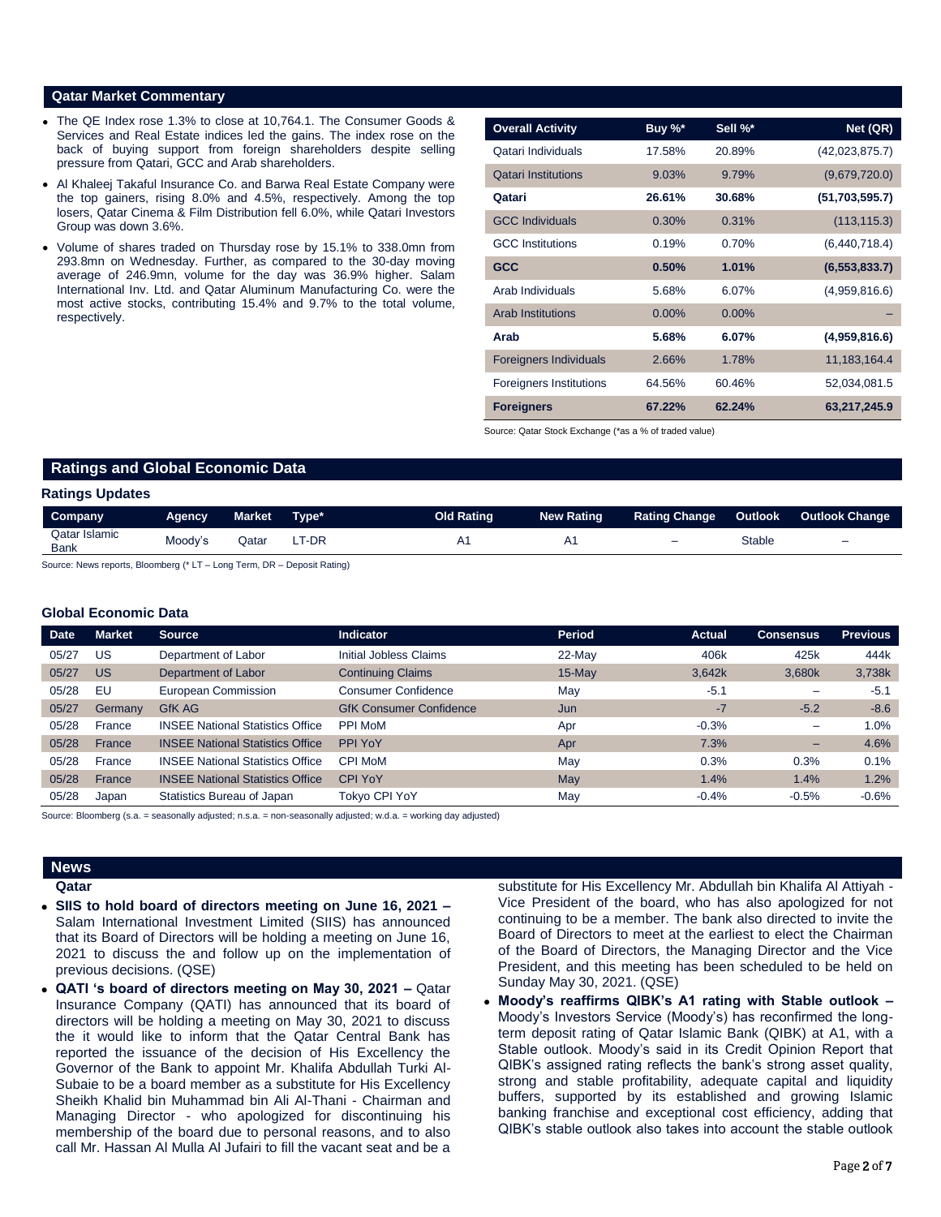## Qatar Market Commentary

- The QE Index rose 1.3% to close at 10,764.1. The Consumer Goods & Services and Real Estate indices led the gains. The index rose on the back of buying support from foreign shareholders despite selling pressure from Qatari, GCC and Arab shareholders.
- Al Khaleej Takaful Insurance Co. and Barwa Real Estate Company were the top gainers, rising 8.0% and 4.5%, respectively. Among the top losers, Qatar Cinema & Film Distribution fell 6.0%, while Qatari Investors Group was down 3.6%.
- Volume of shares traded on Thursday rose by 15.1% to 338.0mn from 293.8mn on Wednesday. Further, as compared to the 30-day moving average of 246.9mn, volume for the day was 36.9% higher. Salam International Inv. Ltd. and Qatar Aluminum Manufacturing Co. were the most active stocks, contributing 15.4% and 9.7% to the total volume, respectively.

| Overall Activity | Buy %* | Sell %* | Net (QR) |
|---|---|---|---|
| Qatari Individuals | 17.58% | 20.89% | (42,023,875.7) |
| Qatari Institutions | 9.03% | 9.79% | (9,679,720.0) |
| **Qatari** | **26.61%** | **30.68%** | **(51,703,595.7)** |
| GCC Individuals | 0.30% | 0.31% | (113,115.3) |
| GCC Institutions | 0.19% | 0.70% | (6,440,718.4) |
| **GCC** | **0.50%** | **1.01%** | **(6,553,833.7)** |
| Arab Individuals | 5.68% | 6.07% | (4,959,816.6) |
| Arab Institutions | 0.00% | 0.00% | – |
| **Arab** | **5.68%** | **6.07%** | **(4,959,816.6)** |
| Foreigners Individuals | 2.66% | 1.78% | 11,183,164.4 |
| Foreigners Institutions | 64.56% | 60.46% | 52,034,081.5 |
| **Foreigners** | **67.22%** | **62.24%** | **63,217,245.9** |

Source: Qatar Stock Exchange (*as a % of traded value)

## Ratings and Global Economic Data

### Ratings Updates

| Company | Agency | Market | Type* | Old Rating | New Rating | Rating Change | Outlook | Outlook Change |
|---|---|---|---|---|---|---|---|---|
| Qatar Islamic Bank | Moody's | Qatar | LT-DR | A1 | A1 | – | Stable | – |

Source: News reports, Bloomberg (* LT – Long Term, DR – Deposit Rating)

### Global Economic Data

| Date | Market | Source | Indicator | Period | Actual | Consensus | Previous |
|---|---|---|---|---|---|---|---|
| 05/27 | US | Department of Labor | Initial Jobless Claims | 22-May | 406k | 425k | 444k |
| 05/27 | US | Department of Labor | Continuing Claims | 15-May | 3,642k | 3,680k | 3,738k |
| 05/28 | EU | European Commission | Consumer Confidence | May | -5.1 | – | -5.1 |
| 05/27 | Germany | GfK AG | GfK Consumer Confidence | Jun | -7 | -5.2 | -8.6 |
| 05/28 | France | INSEE National Statistics Office | PPI MoM | Apr | -0.3% | – | 1.0% |
| 05/28 | France | INSEE National Statistics Office | PPI YoY | Apr | 7.3% | – | 4.6% |
| 05/28 | France | INSEE National Statistics Office | CPI MoM | May | 0.3% | 0.3% | 0.1% |
| 05/28 | France | INSEE National Statistics Office | CPI YoY | May | 1.4% | 1.4% | 1.2% |
| 05/28 | Japan | Statistics Bureau of Japan | Tokyo CPI YoY | May | -0.4% | -0.5% | -0.6% |

Source: Bloomberg (s.a. = seasonally adjusted; n.s.a. = non-seasonally adjusted; w.d.a. = working day adjusted)

## News

### Qatar

- **SIIS to hold board of directors meeting on June 16, 2021 –** Salam International Investment Limited (SIIS) has announced that its Board of Directors will be holding a meeting on June 16, 2021 to discuss the and follow up on the implementation of previous decisions. (QSE)
- **QATI 's board of directors meeting on May 30, 2021 –** Qatar Insurance Company (QATI) has announced that its board of directors will be holding a meeting on May 30, 2021 to discuss the it would like to inform that the Qatar Central Bank has reported the issuance of the decision of His Excellency the Governor of the Bank to appoint Mr. Khalifa Abdullah Turki Al-Subaie to be a board member as a substitute for His Excellency Sheikh Khalid bin Muhammad bin Ali Al-Thani - Chairman and Managing Director - who apologized for discontinuing his membership of the board due to personal reasons, and to also call Mr. Hassan Al Mulla Al Jufairi to fill the vacant seat and be a substitute for His Excellency Mr. Abdullah bin Khalifa Al Attiyah - Vice President of the board, who has also apologized for not continuing to be a member. The bank also directed to invite the Board of Directors to meet at the earliest to elect the Chairman of the Board of Directors, the Managing Director and the Vice President, and this meeting has been scheduled to be held on Sunday May 30, 2021. (QSE)
- **Moody's reaffirms QIBK's A1 rating with Stable outlook –** Moody's Investors Service (Moody's) has reconfirmed the long-term deposit rating of Qatar Islamic Bank (QIBK) at A1, with a Stable outlook. Moody's said in its Credit Opinion Report that QIBK's assigned rating reflects the bank's strong asset quality, strong and stable profitability, adequate capital and liquidity buffers, supported by its established and growing Islamic banking franchise and exceptional cost efficiency, adding that QIBK's stable outlook also takes into account the stable outlook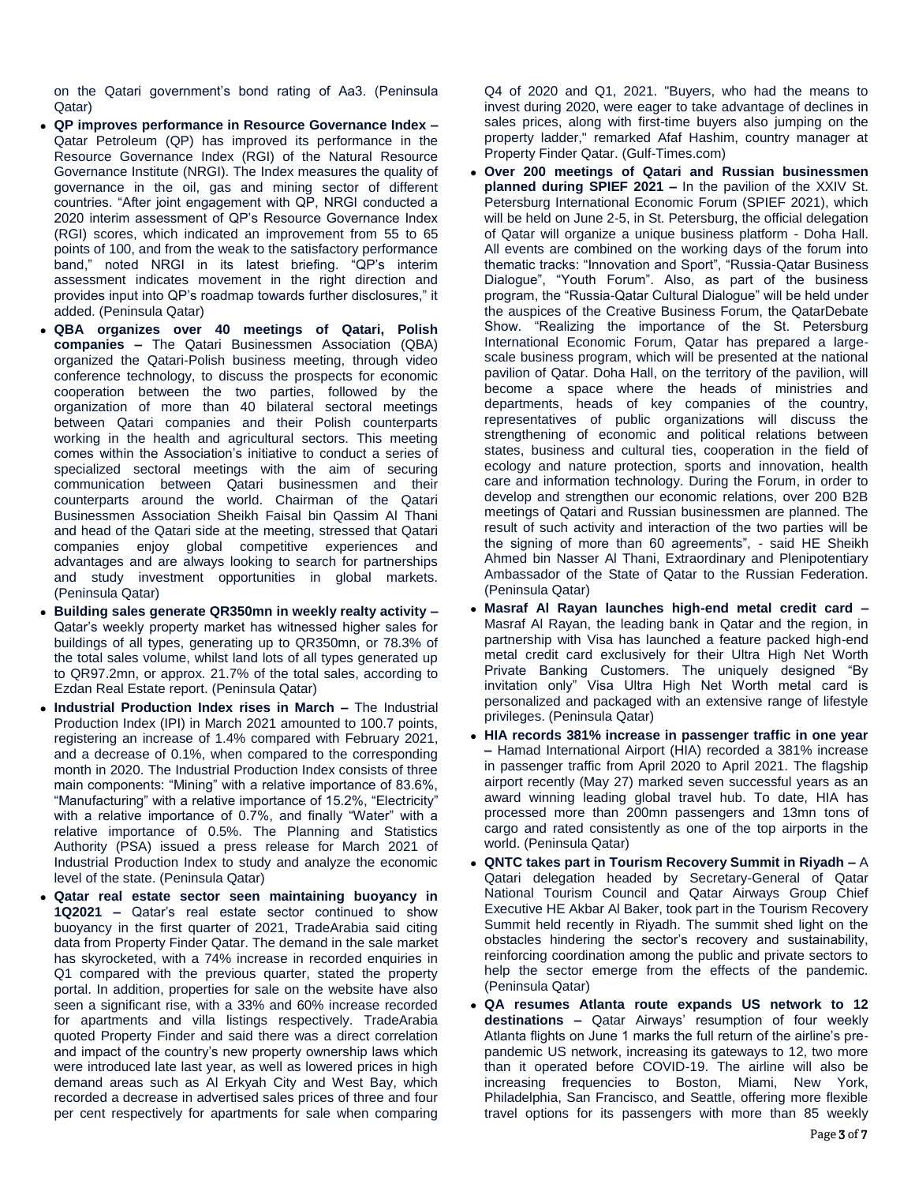on the Qatari government's bond rating of Aa3. (Peninsula Qatar)

- **QP improves performance in Resource Governance Index –** Qatar Petroleum (QP) has improved its performance in the Resource Governance Index (RGI) of the Natural Resource Governance Institute (NRGI). The Index measures the quality of governance in the oil, gas and mining sector of different countries. "After joint engagement with QP, NRGI conducted a 2020 interim assessment of QP's Resource Governance Index (RGI) scores, which indicated an improvement from 55 to 65 points of 100, and from the weak to the satisfactory performance band," noted NRGI in its latest briefing. "QP's interim assessment indicates movement in the right direction and provides input into QP's roadmap towards further disclosures," it added. (Peninsula Qatar)
- **QBA organizes over 40 meetings of Qatari, Polish companies –** The Qatari Businessmen Association (QBA) organized the Qatari-Polish business meeting, through video conference technology, to discuss the prospects for economic cooperation between the two parties, followed by the organization of more than 40 bilateral sectoral meetings between Qatari companies and their Polish counterparts working in the health and agricultural sectors. This meeting comes within the Association's initiative to conduct a series of specialized sectoral meetings with the aim of securing communication between Qatari businessmen and their counterparts around the world. Chairman of the Qatari Businessmen Association Sheikh Faisal bin Qassim Al Thani and head of the Qatari side at the meeting, stressed that Qatari companies enjoy global competitive experiences and advantages and are always looking to search for partnerships and study investment opportunities in global markets. (Peninsula Qatar)
- **Building sales generate QR350mn in weekly realty activity –** Qatar's weekly property market has witnessed higher sales for buildings of all types, generating up to QR350mn, or 78.3% of the total sales volume, whilst land lots of all types generated up to QR97.2mn, or approx. 21.7% of the total sales, according to Ezdan Real Estate report. (Peninsula Qatar)
- **Industrial Production Index rises in March –** The Industrial Production Index (IPI) in March 2021 amounted to 100.7 points, registering an increase of 1.4% compared with February 2021, and a decrease of 0.1%, when compared to the corresponding month in 2020. The Industrial Production Index consists of three main components: "Mining" with a relative importance of 83.6%, "Manufacturing" with a relative importance of 15.2%, "Electricity" with a relative importance of 0.7%, and finally "Water" with a relative importance of 0.5%. The Planning and Statistics Authority (PSA) issued a press release for March 2021 of Industrial Production Index to study and analyze the economic level of the state. (Peninsula Qatar)
- **Qatar real estate sector seen maintaining buoyancy in 1Q2021 –** Qatar's real estate sector continued to show buoyancy in the first quarter of 2021, TradeArabia said citing data from Property Finder Qatar. The demand in the sale market has skyrocketed, with a 74% increase in recorded enquiries in Q1 compared with the previous quarter, stated the property portal. In addition, properties for sale on the website have also seen a significant rise, with a 33% and 60% increase recorded for apartments and villa listings respectively. TradeArabia quoted Property Finder and said there was a direct correlation and impact of the country's new property ownership laws which were introduced late last year, as well as lowered prices in high demand areas such as Al Erkyah City and West Bay, which recorded a decrease in advertised sales prices of three and four per cent respectively for apartments for sale when comparing Q4 of 2020 and Q1, 2021. "Buyers, who had the means to invest during 2020, were eager to take advantage of declines in sales prices, along with first-time buyers also jumping on the property ladder," remarked Afaf Hashim, country manager at Property Finder Qatar. (Gulf-Times.com)
- **Over 200 meetings of Qatari and Russian businessmen planned during SPIEF 2021 –** In the pavilion of the XXIV St. Petersburg International Economic Forum (SPIEF 2021), which will be held on June 2-5, in St. Petersburg, the official delegation of Qatar will organize a unique business platform - Doha Hall. All events are combined on the working days of the forum into thematic tracks: "Innovation and Sport", "Russia-Qatar Business Dialogue", "Youth Forum". Also, as part of the business program, the "Russia-Qatar Cultural Dialogue" will be held under the auspices of the Creative Business Forum, the QatarDebate Show. "Realizing the importance of the St. Petersburg International Economic Forum, Qatar has prepared a large-scale business program, which will be presented at the national pavilion of Qatar. Doha Hall, on the territory of the pavilion, will become a space where the heads of ministries and departments, heads of key companies of the country, representatives of public organizations will discuss the strengthening of economic and political relations between states, business and cultural ties, cooperation in the field of ecology and nature protection, sports and innovation, health care and information technology. During the Forum, in order to develop and strengthen our economic relations, over 200 B2B meetings of Qatari and Russian businessmen are planned. The result of such activity and interaction of the two parties will be the signing of more than 60 agreements", - said HE Sheikh Ahmed bin Nasser Al Thani, Extraordinary and Plenipotentiary Ambassador of the State of Qatar to the Russian Federation. (Peninsula Qatar)
- **Masraf Al Rayan launches high-end metal credit card –** Masraf Al Rayan, the leading bank in Qatar and the region, in partnership with Visa has launched a feature packed high-end metal credit card exclusively for their Ultra High Net Worth Private Banking Customers. The uniquely designed "By invitation only" Visa Ultra High Net Worth metal card is personalized and packaged with an extensive range of lifestyle privileges. (Peninsula Qatar)
- **HIA records 381% increase in passenger traffic in one year –** Hamad International Airport (HIA) recorded a 381% increase in passenger traffic from April 2020 to April 2021. The flagship airport recently (May 27) marked seven successful years as an award winning leading global travel hub. To date, HIA has processed more than 200mn passengers and 13mn tons of cargo and rated consistently as one of the top airports in the world. (Peninsula Qatar)
- **QNTC takes part in Tourism Recovery Summit in Riyadh –** A Qatari delegation headed by Secretary-General of Qatar National Tourism Council and Qatar Airways Group Chief Executive HE Akbar Al Baker, took part in the Tourism Recovery Summit held recently in Riyadh. The summit shed light on the obstacles hindering the sector's recovery and sustainability, reinforcing coordination among the public and private sectors to help the sector emerge from the effects of the pandemic. (Peninsula Qatar)
- **QA resumes Atlanta route expands US network to 12 destinations –** Qatar Airways' resumption of four weekly Atlanta flights on June 1 marks the full return of the airline's pre-pandemic US network, increasing its gateways to 12, two more than it operated before COVID-19. The airline will also be increasing frequencies to Boston, Miami, New York, Philadelphia, San Francisco, and Seattle, offering more flexible travel options for its passengers with more than 85 weekly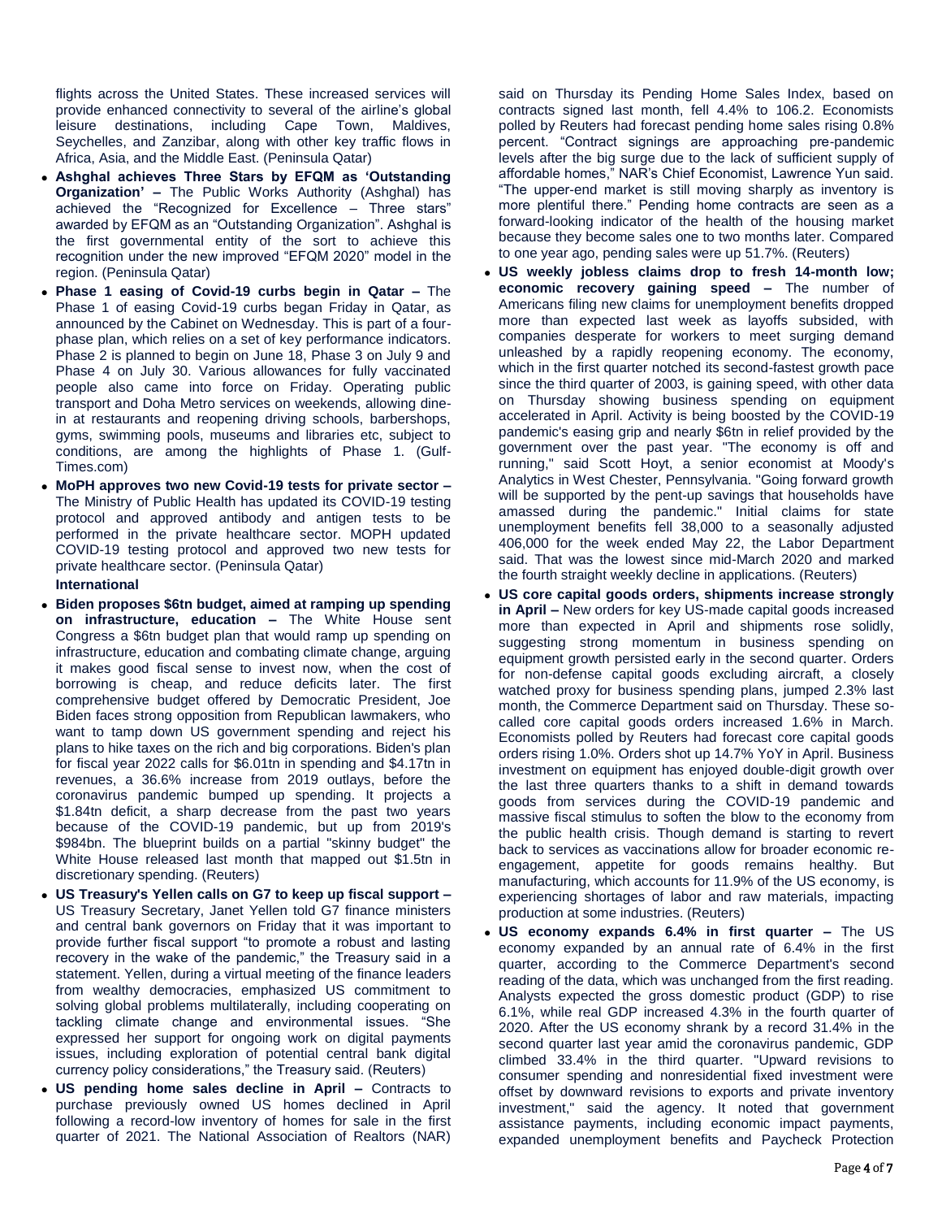flights across the United States. These increased services will provide enhanced connectivity to several of the airline's global leisure destinations, including Cape Town, Maldives, Seychelles, and Zanzibar, along with other key traffic flows in Africa, Asia, and the Middle East. (Peninsula Qatar)

- **Ashghal achieves Three Stars by EFQM as 'Outstanding Organization' –** The Public Works Authority (Ashghal) has achieved the "Recognized for Excellence – Three stars" awarded by EFQM as an "Outstanding Organization". Ashghal is the first governmental entity of the sort to achieve this recognition under the new improved "EFQM 2020" model in the region. (Peninsula Qatar)
- **Phase 1 easing of Covid-19 curbs begin in Qatar –** The Phase 1 of easing Covid-19 curbs began Friday in Qatar, as announced by the Cabinet on Wednesday. This is part of a four-phase plan, which relies on a set of key performance indicators. Phase 2 is planned to begin on June 18, Phase 3 on July 9 and Phase 4 on July 30. Various allowances for fully vaccinated people also came into force on Friday. Operating public transport and Doha Metro services on weekends, allowing dine-in at restaurants and reopening driving schools, barbershops, gyms, swimming pools, museums and libraries etc, subject to conditions, are among the highlights of Phase 1. (Gulf-Times.com)
- **MoPH approves two new Covid-19 tests for private sector –** The Ministry of Public Health has updated its COVID-19 testing protocol and approved antibody and antigen tests to be performed in the private healthcare sector. MOPH updated COVID-19 testing protocol and approved two new tests for private healthcare sector. (Peninsula Qatar)

**International**

- **Biden proposes $6tn budget, aimed at ramping up spending on infrastructure, education –** The White House sent Congress a $6tn budget plan that would ramp up spending on infrastructure, education and combating climate change, arguing it makes good fiscal sense to invest now, when the cost of borrowing is cheap, and reduce deficits later. The first comprehensive budget offered by Democratic President, Joe Biden faces strong opposition from Republican lawmakers, who want to tamp down US government spending and reject his plans to hike taxes on the rich and big corporations. Biden's plan for fiscal year 2022 calls for $6.01tn in spending and $4.17tn in revenues, a 36.6% increase from 2019 outlays, before the coronavirus pandemic bumped up spending. It projects a $1.84tn deficit, a sharp decrease from the past two years because of the COVID-19 pandemic, but up from 2019's $984bn. The blueprint builds on a partial "skinny budget" the White House released last month that mapped out $1.5tn in discretionary spending. (Reuters)
- **US Treasury's Yellen calls on G7 to keep up fiscal support –** US Treasury Secretary, Janet Yellen told G7 finance ministers and central bank governors on Friday that it was important to provide further fiscal support "to promote a robust and lasting recovery in the wake of the pandemic," the Treasury said in a statement. Yellen, during a virtual meeting of the finance leaders from wealthy democracies, emphasized US commitment to solving global problems multilaterally, including cooperating on tackling climate change and environmental issues. "She expressed her support for ongoing work on digital payments issues, including exploration of potential central bank digital currency policy considerations," the Treasury said. (Reuters)
- **US pending home sales decline in April –** Contracts to purchase previously owned US homes declined in April following a record-low inventory of homes for sale in the first quarter of 2021. The National Association of Realtors (NAR) said on Thursday its Pending Home Sales Index, based on contracts signed last month, fell 4.4% to 106.2. Economists polled by Reuters had forecast pending home sales rising 0.8% percent. "Contract signings are approaching pre-pandemic levels after the big surge due to the lack of sufficient supply of affordable homes," NAR's Chief Economist, Lawrence Yun said. "The upper-end market is still moving sharply as inventory is more plentiful there." Pending home contracts are seen as a forward-looking indicator of the health of the housing market because they become sales one to two months later. Compared to one year ago, pending sales were up 51.7%. (Reuters)
- **US weekly jobless claims drop to fresh 14-month low; economic recovery gaining speed –** The number of Americans filing new claims for unemployment benefits dropped more than expected last week as layoffs subsided, with companies desperate for workers to meet surging demand unleashed by a rapidly reopening economy. The economy, which in the first quarter notched its second-fastest growth pace since the third quarter of 2003, is gaining speed, with other data on Thursday showing business spending on equipment accelerated in April. Activity is being boosted by the COVID-19 pandemic's easing grip and nearly $6tn in relief provided by the government over the past year. "The economy is off and running," said Scott Hoyt, a senior economist at Moody's Analytics in West Chester, Pennsylvania. "Going forward growth will be supported by the pent-up savings that households have amassed during the pandemic." Initial claims for state unemployment benefits fell 38,000 to a seasonally adjusted 406,000 for the week ended May 22, the Labor Department said. That was the lowest since mid-March 2020 and marked the fourth straight weekly decline in applications. (Reuters)
- **US core capital goods orders, shipments increase strongly in April –** New orders for key US-made capital goods increased more than expected in April and shipments rose solidly, suggesting strong momentum in business spending on equipment growth persisted early in the second quarter. Orders for non-defense capital goods excluding aircraft, a closely watched proxy for business spending plans, jumped 2.3% last month, the Commerce Department said on Thursday. These so-called core capital goods orders increased 1.6% in March. Economists polled by Reuters had forecast core capital goods orders rising 1.0%. Orders shot up 14.7% YoY in April. Business investment on equipment has enjoyed double-digit growth over the last three quarters thanks to a shift in demand towards goods from services during the COVID-19 pandemic and massive fiscal stimulus to soften the blow to the economy from the public health crisis. Though demand is starting to revert back to services as vaccinations allow for broader economic re-engagement, appetite for goods remains healthy. But manufacturing, which accounts for 11.9% of the US economy, is experiencing shortages of labor and raw materials, impacting production at some industries. (Reuters)
- **US economy expands 6.4% in first quarter –** The US economy expanded by an annual rate of 6.4% in the first quarter, according to the Commerce Department's second reading of the data, which was unchanged from the first reading. Analysts expected the gross domestic product (GDP) to rise 6.1%, while real GDP increased 4.3% in the fourth quarter of 2020. After the US economy shrank by a record 31.4% in the second quarter last year amid the coronavirus pandemic, GDP climbed 33.4% in the third quarter. "Upward revisions to consumer spending and nonresidential fixed investment were offset by downward revisions to exports and private inventory investment," said the agency. It noted that government assistance payments, including economic impact payments, expanded unemployment benefits and Paycheck Protection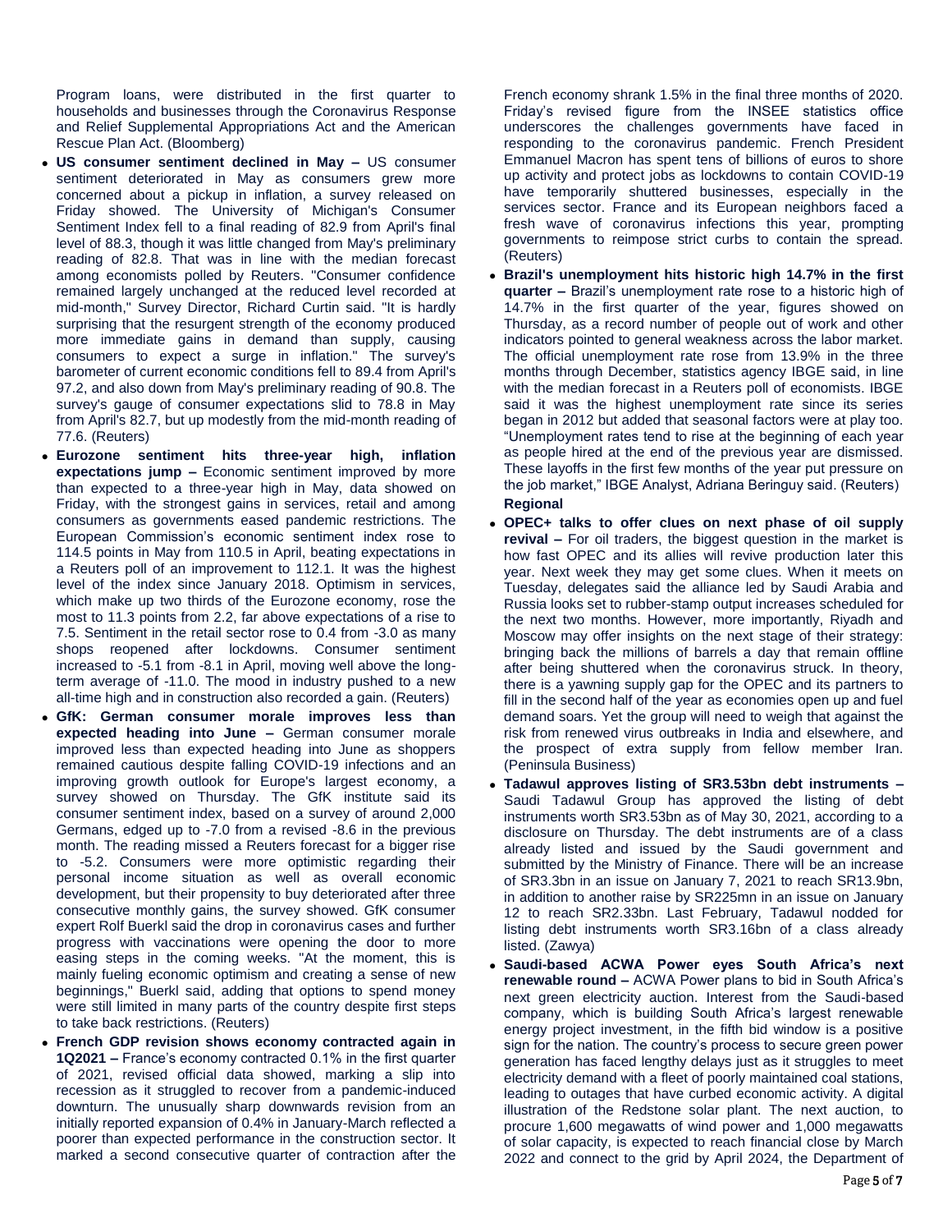Program loans, were distributed in the first quarter to households and businesses through the Coronavirus Response and Relief Supplemental Appropriations Act and the American Rescue Plan Act. (Bloomberg)

- **US consumer sentiment declined in May –** US consumer sentiment deteriorated in May as consumers grew more concerned about a pickup in inflation, a survey released on Friday showed. The University of Michigan's Consumer Sentiment Index fell to a final reading of 82.9 from April's final level of 88.3, though it was little changed from May's preliminary reading of 82.8. That was in line with the median forecast among economists polled by Reuters. "Consumer confidence remained largely unchanged at the reduced level recorded at mid-month," Survey Director, Richard Curtin said. "It is hardly surprising that the resurgent strength of the economy produced more immediate gains in demand than supply, causing consumers to expect a surge in inflation." The survey's barometer of current economic conditions fell to 89.4 from April's 97.2, and also down from May's preliminary reading of 90.8. The survey's gauge of consumer expectations slid to 78.8 in May from April's 82.7, but up modestly from the mid-month reading of 77.6. (Reuters)
- **Eurozone sentiment hits three-year high, inflation expectations jump –** Economic sentiment improved by more than expected to a three-year high in May, data showed on Friday, with the strongest gains in services, retail and among consumers as governments eased pandemic restrictions. The European Commission's economic sentiment index rose to 114.5 points in May from 110.5 in April, beating expectations in a Reuters poll of an improvement to 112.1. It was the highest level of the index since January 2018. Optimism in services, which make up two thirds of the Eurozone economy, rose the most to 11.3 points from 2.2, far above expectations of a rise to 7.5. Sentiment in the retail sector rose to 0.4 from -3.0 as many shops reopened after lockdowns. Consumer sentiment increased to -5.1 from -8.1 in April, moving well above the long-term average of -11.0. The mood in industry pushed to a new all-time high and in construction also recorded a gain. (Reuters)
- **GfK: German consumer morale improves less than expected heading into June –** German consumer morale improved less than expected heading into June as shoppers remained cautious despite falling COVID-19 infections and an improving growth outlook for Europe's largest economy, a survey showed on Thursday. The GfK institute said its consumer sentiment index, based on a survey of around 2,000 Germans, edged up to -7.0 from a revised -8.6 in the previous month. The reading missed a Reuters forecast for a bigger rise to -5.2. Consumers were more optimistic regarding their personal income situation as well as overall economic development, but their propensity to buy deteriorated after three consecutive monthly gains, the survey showed. GfK consumer expert Rolf Buerkl said the drop in coronavirus cases and further progress with vaccinations were opening the door to more easing steps in the coming weeks. "At the moment, this is mainly fueling economic optimism and creating a sense of new beginnings," Buerkl said, adding that options to spend money were still limited in many parts of the country despite first steps to take back restrictions. (Reuters)
- **French GDP revision shows economy contracted again in 1Q2021 –** France's economy contracted 0.1% in the first quarter of 2021, revised official data showed, marking a slip into recession as it struggled to recover from a pandemic-induced downturn. The unusually sharp downwards revision from an initially reported expansion of 0.4% in January-March reflected a poorer than expected performance in the construction sector. It marked a second consecutive quarter of contraction after the French economy shrank 1.5% in the final three months of 2020. Friday's revised figure from the INSEE statistics office underscores the challenges governments have faced in responding to the coronavirus pandemic. French President Emmanuel Macron has spent tens of billions of euros to shore up activity and protect jobs as lockdowns to contain COVID-19 have temporarily shuttered businesses, especially in the services sector. France and its European neighbors faced a fresh wave of coronavirus infections this year, prompting governments to reimpose strict curbs to contain the spread. (Reuters)
- **Brazil's unemployment hits historic high 14.7% in the first quarter –** Brazil's unemployment rate rose to a historic high of 14.7% in the first quarter of the year, figures showed on Thursday, as a record number of people out of work and other indicators pointed to general weakness across the labor market. The official unemployment rate rose from 13.9% in the three months through December, statistics agency IBGE said, in line with the median forecast in a Reuters poll of economists. IBGE said it was the highest unemployment rate since its series began in 2012 but added that seasonal factors were at play too. "Unemployment rates tend to rise at the beginning of each year as people hired at the end of the previous year are dismissed. These layoffs in the first few months of the year put pressure on the job market," IBGE Analyst, Adriana Beringuy said. (Reuters)

**Regional**

- **OPEC+ talks to offer clues on next phase of oil supply revival –** For oil traders, the biggest question in the market is how fast OPEC and its allies will revive production later this year. Next week they may get some clues. When it meets on Tuesday, delegates said the alliance led by Saudi Arabia and Russia looks set to rubber-stamp output increases scheduled for the next two months. However, more importantly, Riyadh and Moscow may offer insights on the next stage of their strategy: bringing back the millions of barrels a day that remain offline after being shuttered when the coronavirus struck. In theory, there is a yawning supply gap for the OPEC and its partners to fill in the second half of the year as economies open up and fuel demand soars. Yet the group will need to weigh that against the risk from renewed virus outbreaks in India and elsewhere, and the prospect of extra supply from fellow member Iran. (Peninsula Business)
- **Tadawul approves listing of SR3.53bn debt instruments –** Saudi Tadawul Group has approved the listing of debt instruments worth SR3.53bn as of May 30, 2021, according to a disclosure on Thursday. The debt instruments are of a class already listed and issued by the Saudi government and submitted by the Ministry of Finance. There will be an increase of SR3.3bn in an issue on January 7, 2021 to reach SR13.9bn, in addition to another raise by SR225mn in an issue on January 12 to reach SR2.33bn. Last February, Tadawul nodded for listing debt instruments worth SR3.16bn of a class already listed. (Zawya)
- **Saudi-based ACWA Power eyes South Africa's next renewable round –** ACWA Power plans to bid in South Africa's next green electricity auction. Interest from the Saudi-based company, which is building South Africa's largest renewable energy project investment, in the fifth bid window is a positive sign for the nation. The country's process to secure green power generation has faced lengthy delays just as it struggles to meet electricity demand with a fleet of poorly maintained coal stations, leading to outages that have curbed economic activity. A digital illustration of the Redstone solar plant. The next auction, to procure 1,600 megawatts of wind power and 1,000 megawatts of solar capacity, is expected to reach financial close by March 2022 and connect to the grid by April 2024, the Department of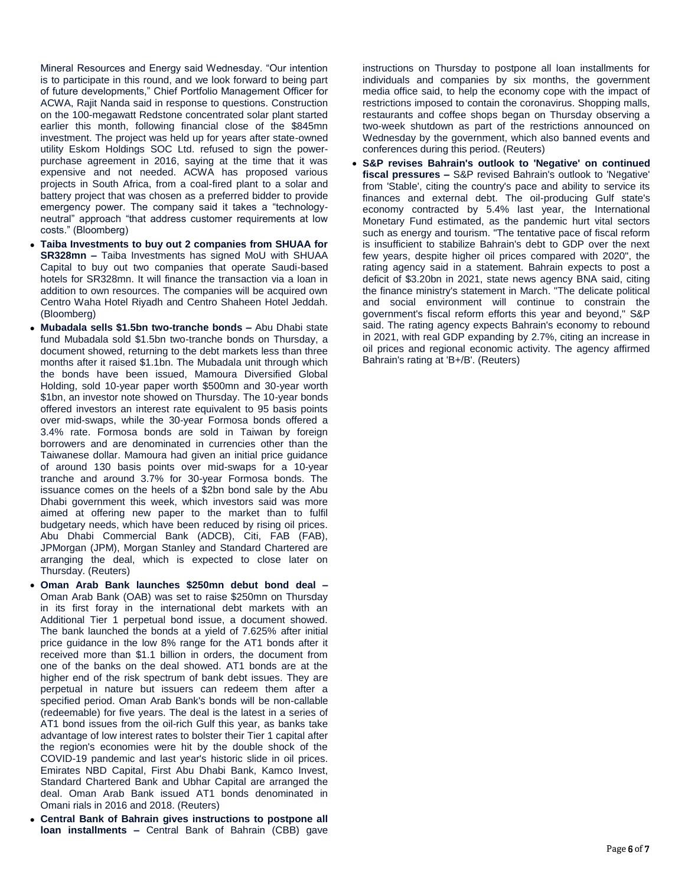Mineral Resources and Energy said Wednesday. "Our intention is to participate in this round, and we look forward to being part of future developments," Chief Portfolio Management Officer for ACWA, Rajit Nanda said in response to questions. Construction on the 100-megawatt Redstone concentrated solar plant started earlier this month, following financial close of the $845mn investment. The project was held up for years after state-owned utility Eskom Holdings SOC Ltd. refused to sign the power-purchase agreement in 2016, saying at the time that it was expensive and not needed. ACWA has proposed various projects in South Africa, from a coal-fired plant to a solar and battery project that was chosen as a preferred bidder to provide emergency power. The company said it takes a "technology-neutral" approach "that address customer requirements at low costs." (Bloomberg)

- **Taiba Investments to buy out 2 companies from SHUAA for SR328mn –** Taiba Investments has signed MoU with SHUAA Capital to buy out two companies that operate Saudi-based hotels for SR328mn. It will finance the transaction via a loan in addition to own resources. The companies will be acquired own Centro Waha Hotel Riyadh and Centro Shaheen Hotel Jeddah. (Bloomberg)
- **Mubadala sells $1.5bn two-tranche bonds –** Abu Dhabi state fund Mubadala sold $1.5bn two-tranche bonds on Thursday, a document showed, returning to the debt markets less than three months after it raised $1.1bn. The Mubadala unit through which the bonds have been issued, Mamoura Diversified Global Holding, sold 10-year paper worth $500mn and 30-year worth $1bn, an investor note showed on Thursday. The 10-year bonds offered investors an interest rate equivalent to 95 basis points over mid-swaps, while the 30-year Formosa bonds offered a 3.4% rate. Formosa bonds are sold in Taiwan by foreign borrowers and are denominated in currencies other than the Taiwanese dollar. Mamoura had given an initial price guidance of around 130 basis points over mid-swaps for a 10-year tranche and around 3.7% for 30-year Formosa bonds. The issuance comes on the heels of a $2bn bond sale by the Abu Dhabi government this week, which investors said was more aimed at offering new paper to the market than to fulfil budgetary needs, which have been reduced by rising oil prices. Abu Dhabi Commercial Bank (ADCB), Citi, FAB (FAB), JPMorgan (JPM), Morgan Stanley and Standard Chartered are arranging the deal, which is expected to close later on Thursday. (Reuters)
- **Oman Arab Bank launches $250mn debut bond deal –** Oman Arab Bank (OAB) was set to raise $250mn on Thursday in its first foray in the international debt markets with an Additional Tier 1 perpetual bond issue, a document showed. The bank launched the bonds at a yield of 7.625% after initial price guidance in the low 8% range for the AT1 bonds after it received more than $1.1 billion in orders, the document from one of the banks on the deal showed. AT1 bonds are at the higher end of the risk spectrum of bank debt issues. They are perpetual in nature but issuers can redeem them after a specified period. Oman Arab Bank's bonds will be non-callable (redeemable) for five years. The deal is the latest in a series of AT1 bond issues from the oil-rich Gulf this year, as banks take advantage of low interest rates to bolster their Tier 1 capital after the region's economies were hit by the double shock of the COVID-19 pandemic and last year's historic slide in oil prices. Emirates NBD Capital, First Abu Dhabi Bank, Kamco Invest, Standard Chartered Bank and Ubhar Capital are arranged the deal. Oman Arab Bank issued AT1 bonds denominated in Omani rials in 2016 and 2018. (Reuters)
- **Central Bank of Bahrain gives instructions to postpone all loan installments –** Central Bank of Bahrain (CBB) gave instructions on Thursday to postpone all loan installments for individuals and companies by six months, the government media office said, to help the economy cope with the impact of restrictions imposed to contain the coronavirus. Shopping malls, restaurants and coffee shops began on Thursday observing a two-week shutdown as part of the restrictions announced on Wednesday by the government, which also banned events and conferences during this period. (Reuters)
- **S&P revises Bahrain's outlook to 'Negative' on continued fiscal pressures –** S&P revised Bahrain's outlook to 'Negative' from 'Stable', citing the country's pace and ability to service its finances and external debt. The oil-producing Gulf state's economy contracted by 5.4% last year, the International Monetary Fund estimated, as the pandemic hurt vital sectors such as energy and tourism. "The tentative pace of fiscal reform is insufficient to stabilize Bahrain's debt to GDP over the next few years, despite higher oil prices compared with 2020", the rating agency said in a statement. Bahrain expects to post a deficit of $3.20bn in 2021, state news agency BNA said, citing the finance ministry's statement in March. "The delicate political and social environment will continue to constrain the government's fiscal reform efforts this year and beyond," S&P said. The rating agency expects Bahrain's economy to rebound in 2021, with real GDP expanding by 2.7%, citing an increase in oil prices and regional economic activity. The agency affirmed Bahrain's rating at 'B+/B'. (Reuters)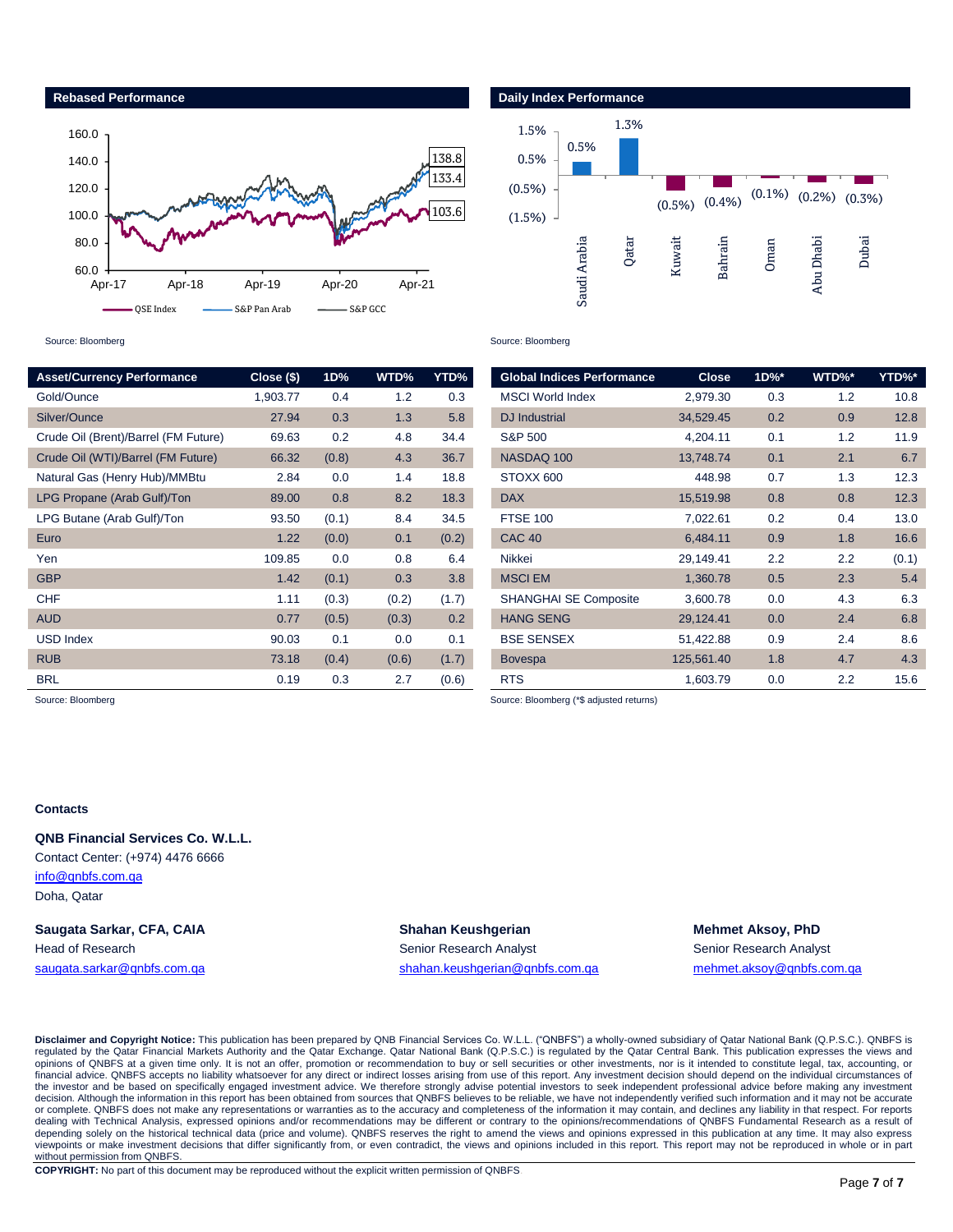## Rebased Performance

160.0
140.0
120.0
100.0
80.0
60.0

Apr-17 Apr-18 Apr-19 Apr-20 Apr-21

138.8
133.4
103.6

QSE Index — S&P Pan Arab — S&P GCC

Source: Bloomberg

## Daily Index Performance

1.5%
0.5%
(0.5%)
(1.5%)

0.5% 1.3% (0.5%) (0.4%) (0.1%) (0.2%) (0.3%)

Saudi Arabia Qatar Kuwait Bahrain Oman Abu Dhabi Dubai

Source: Bloomberg

| Asset/Currency Performance | Close ($) | 1D% | WTD% | YTD% |
|---|---|---|---|---|
| Gold/Ounce | 1,903.77 | 0.4 | 1.2 | 0.3 |
| Silver/Ounce | 27.94 | 0.3 | 1.3 | 5.8 |
| Crude Oil (Brent)/Barrel (FM Future) | 69.63 | 0.2 | 4.8 | 34.4 |
| Crude Oil (WTI)/Barrel (FM Future) | 66.32 | (0.8) | 4.3 | 36.7 |
| Natural Gas (Henry Hub)/MMBtu | 2.84 | 0.0 | 1.4 | 18.8 |
| LPG Propane (Arab Gulf)/Ton | 89.00 | 0.8 | 8.2 | 18.3 |
| LPG Butane (Arab Gulf)/Ton | 93.50 | (0.1) | 8.4 | 34.5 |
| Euro | 1.22 | (0.0) | 0.1 | (0.2) |
| Yen | 109.85 | 0.0 | 0.8 | 6.4 |
| GBP | 1.42 | (0.1) | 0.3 | 3.8 |
| CHF | 1.11 | (0.3) | (0.2) | (1.7) |
| AUD | 0.77 | (0.5) | (0.3) | 0.2 |
| USD Index | 90.03 | 0.1 | 0.0 | 0.1 |
| RUB | 73.18 | (0.4) | (0.6) | (1.7) |
| BRL | 0.19 | 0.3 | 2.7 | (0.6) |

Source: Bloomberg

| Global Indices Performance | Close | 1D%* | WTD%* | YTD%* |
|---|---|---|---|---|
| MSCI World Index | 2,979.30 | 0.3 | 1.2 | 10.8 |
| DJ Industrial | 34,529.45 | 0.2 | 0.9 | 12.8 |
| S&P 500 | 4,204.11 | 0.1 | 1.2 | 11.9 |
| NASDAQ 100 | 13,748.74 | 0.1 | 2.1 | 6.7 |
| STOXX 600 | 448.98 | 0.7 | 1.3 | 12.3 |
| DAX | 15,519.98 | 0.8 | 0.8 | 12.3 |
| FTSE 100 | 7,022.61 | 0.2 | 0.4 | 13.0 |
| CAC 40 | 6,484.11 | 0.9 | 1.8 | 16.6 |
| Nikkei | 29,149.41 | 2.2 | 2.2 | (0.1) |
| MSCI EM | 1,360.78 | 0.5 | 2.3 | 5.4 |
| SHANGHAI SE Composite | 3,600.78 | 0.0 | 4.3 | 6.3 |
| HANG SENG | 29,124.41 | 0.0 | 2.4 | 6.8 |
| BSE SENSEX | 51,422.88 | 0.9 | 2.4 | 8.6 |
| Bovespa | 125,561.40 | 1.8 | 4.7 | 4.3 |
| RTS | 1,603.79 | 0.0 | 2.2 | 15.6 |

Source: Bloomberg (*$ adjusted returns)

**Contacts**

**QNB Financial Services Co. W.L.L.**
Contact Center: (+974) 4476 6666
info@qnbfs.com.qa
Doha, Qatar

**Saugata Sarkar, CFA, CAIA**
Head of Research
saugata.sarkar@qnbfs.com.qa

**Shahan Keushgerian**
Senior Research Analyst
shahan.keushgerian@qnbfs.com.qa

**Mehmet Aksoy, PhD**
Senior Research Analyst
mehmet.aksoy@qnbfs.com.qa

**Disclaimer and Copyright Notice:** This publication has been prepared by QNB Financial Services Co. W.L.L. ("QNBFS") a wholly-owned subsidiary of Qatar National Bank (Q.P.S.C.). QNBFS is regulated by the Qatar Financial Markets Authority and the Qatar Exchange. Qatar National Bank (Q.P.S.C.) is regulated by the Qatar Central Bank. This publication expresses the views and opinions of QNBFS at a given time only. It is not an offer, promotion or recommendation to buy or sell securities or other investments, nor is it intended to constitute legal, tax, accounting, or financial advice. QNBFS accepts no liability whatsoever for any direct or indirect losses arising from use of this report. Any investment decision should depend on the individual circumstances of the investor and be based on specifically engaged investment advice. We therefore strongly advise potential investors to seek independent professional advice before making any investment decision. Although the information in this report has been obtained from sources that QNBFS believes to be reliable, we have not independently verified such information and it may not be accurate or complete. QNBFS does not make any representations or warranties as to the accuracy and completeness of the information it may contain, and declines any liability in that respect. For reports dealing with Technical Analysis, expressed opinions and/or recommendations may be different or contrary to the opinions/recommendations of QNBFS Fundamental Research as a result of depending solely on the historical technical data (price and volume). QNBFS reserves the right to amend the views and opinions expressed in this publication at any time. It may also express viewpoints or make investment decisions that differ significantly from, or even contradict, the views and opinions included in this report. This report may not be reproduced in whole or in part without permission from QNBFS.

**COPYRIGHT:** No part of this document may be reproduced without the explicit written permission of QNBFS.